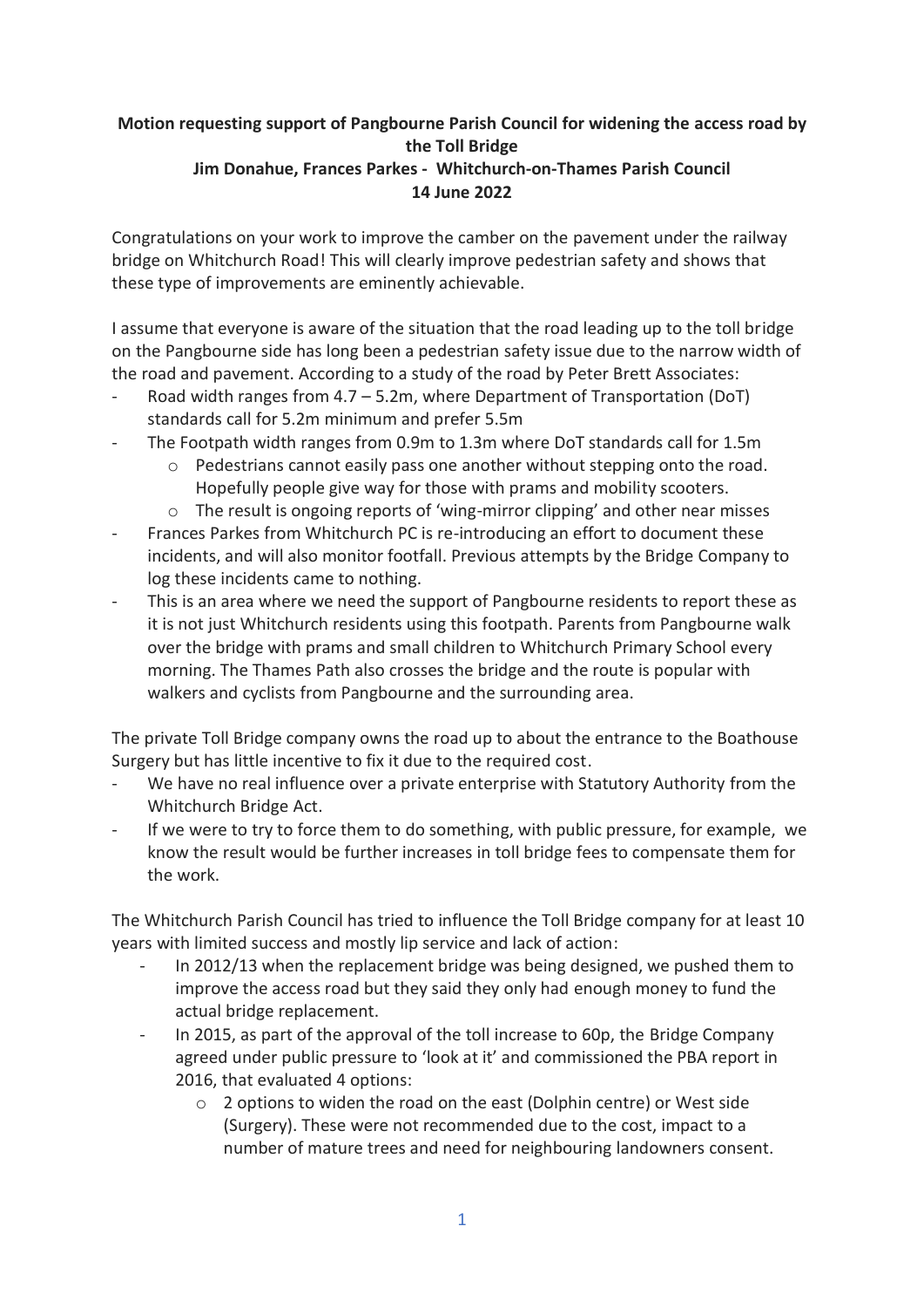**Motion requesting support of Pangbourne Parish Council for widening the access road by the Toll Bridge**
**Jim Donahue, Frances Parkes - Whitchurch-on-Thames Parish Council**
**14 June 2022**

Congratulations on your work to improve the camber on the pavement under the railway bridge on Whitchurch Road! This will clearly improve pedestrian safety and shows that these type of improvements are eminently achievable.

I assume that everyone is aware of the situation that the road leading up to the toll bridge on the Pangbourne side has long been a pedestrian safety issue due to the narrow width of the road and pavement. According to a study of the road by Peter Brett Associates:

- Road width ranges from 4.7 – 5.2m, where Department of Transportation (DoT) standards call for 5.2m minimum and prefer 5.5m
- The Footpath width ranges from 0.9m to 1.3m where DoT standards call for 1.5m
  - Pedestrians cannot easily pass one another without stepping onto the road. Hopefully people give way for those with prams and mobility scooters.
  - The result is ongoing reports of 'wing-mirror clipping' and other near misses
- Frances Parkes from Whitchurch PC is re-introducing an effort to document these incidents, and will also monitor footfall. Previous attempts by the Bridge Company to log these incidents came to nothing.
- This is an area where we need the support of Pangbourne residents to report these as it is not just Whitchurch residents using this footpath. Parents from Pangbourne walk over the bridge with prams and small children to Whitchurch Primary School every morning. The Thames Path also crosses the bridge and the route is popular with walkers and cyclists from Pangbourne and the surrounding area.

The private Toll Bridge company owns the road up to about the entrance to the Boathouse Surgery but has little incentive to fix it due to the required cost.

- We have no real influence over a private enterprise with Statutory Authority from the Whitchurch Bridge Act.
- If we were to try to force them to do something, with public pressure, for example, we know the result would be further increases in toll bridge fees to compensate them for the work.

The Whitchurch Parish Council has tried to influence the Toll Bridge company for at least 10 years with limited success and mostly lip service and lack of action:

- In 2012/13 when the replacement bridge was being designed, we pushed them to improve the access road but they said they only had enough money to fund the actual bridge replacement.
- In 2015, as part of the approval of the toll increase to 60p, the Bridge Company agreed under public pressure to 'look at it' and commissioned the PBA report in 2016, that evaluated 4 options:
  - 2 options to widen the road on the east (Dolphin centre) or West side (Surgery). These were not recommended due to the cost, impact to a number of mature trees and need for neighbouring landowners consent.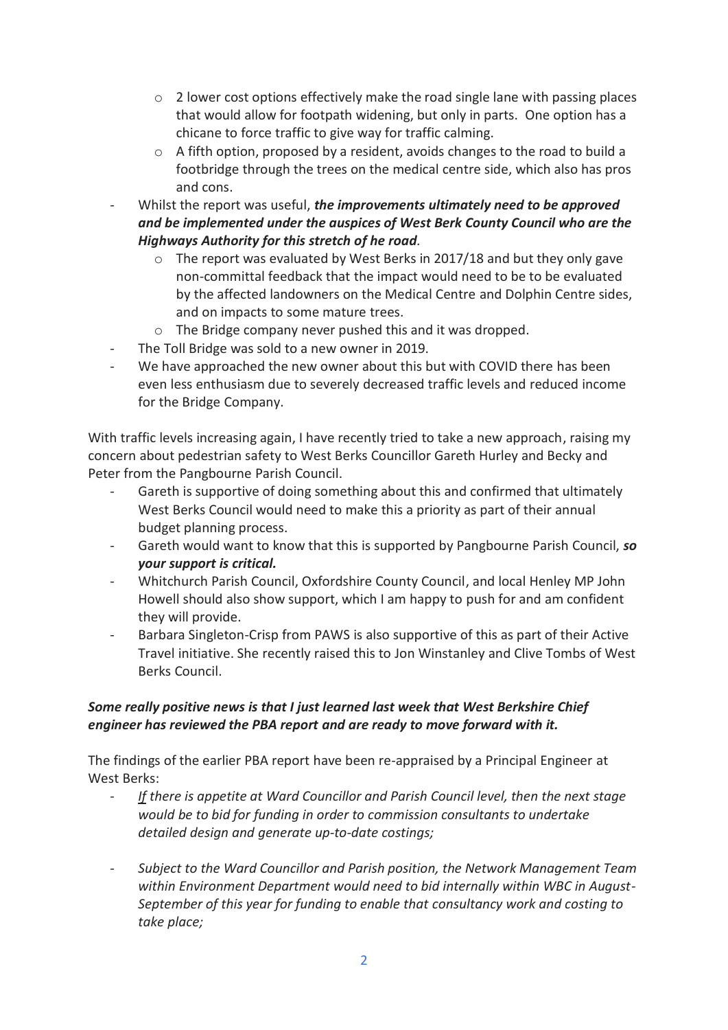- 2 lower cost options effectively make the road single lane with passing places that would allow for footpath widening, but only in parts. One option has a chicane to force traffic to give way for traffic calming.
  - A fifth option, proposed by a resident, avoids changes to the road to build a footbridge through the trees on the medical centre side, which also has pros and cons.
- Whilst the report was useful, ***the improvements ultimately need to be approved and be implemented under the auspices of West Berk County Council who are the Highways Authority for this stretch of he road***.
  - The report was evaluated by West Berks in 2017/18 and but they only gave non-committal feedback that the impact would need to be to be evaluated by the affected landowners on the Medical Centre and Dolphin Centre sides, and on impacts to some mature trees.
  - The Bridge company never pushed this and it was dropped.
- The Toll Bridge was sold to a new owner in 2019.
- We have approached the new owner about this but with COVID there has been even less enthusiasm due to severely decreased traffic levels and reduced income for the Bridge Company.

With traffic levels increasing again, I have recently tried to take a new approach, raising my concern about pedestrian safety to West Berks Councillor Gareth Hurley and Becky and Peter from the Pangbourne Parish Council.

- Gareth is supportive of doing something about this and confirmed that ultimately West Berks Council would need to make this a priority as part of their annual budget planning process.
- Gareth would want to know that this is supported by Pangbourne Parish Council, ***so your support is critical.***
- Whitchurch Parish Council, Oxfordshire County Council, and local Henley MP John Howell should also show support, which I am happy to push for and am confident they will provide.
- Barbara Singleton-Crisp from PAWS is also supportive of this as part of their Active Travel initiative. She recently raised this to Jon Winstanley and Clive Tombs of West Berks Council.

***Some really positive news is that I just learned last week that West Berkshire Chief engineer has reviewed the PBA report and are ready to move forward with it.***

The findings of the earlier PBA report have been re-appraised by a Principal Engineer at West Berks:

- *If there is appetite at Ward Councillor and Parish Council level, then the next stage would be to bid for funding in order to commission consultants to undertake detailed design and generate up-to-date costings;*

- *Subject to the Ward Councillor and Parish position, the Network Management Team within Environment Department would need to bid internally within WBC in August-September of this year for funding to enable that consultancy work and costing to take place;*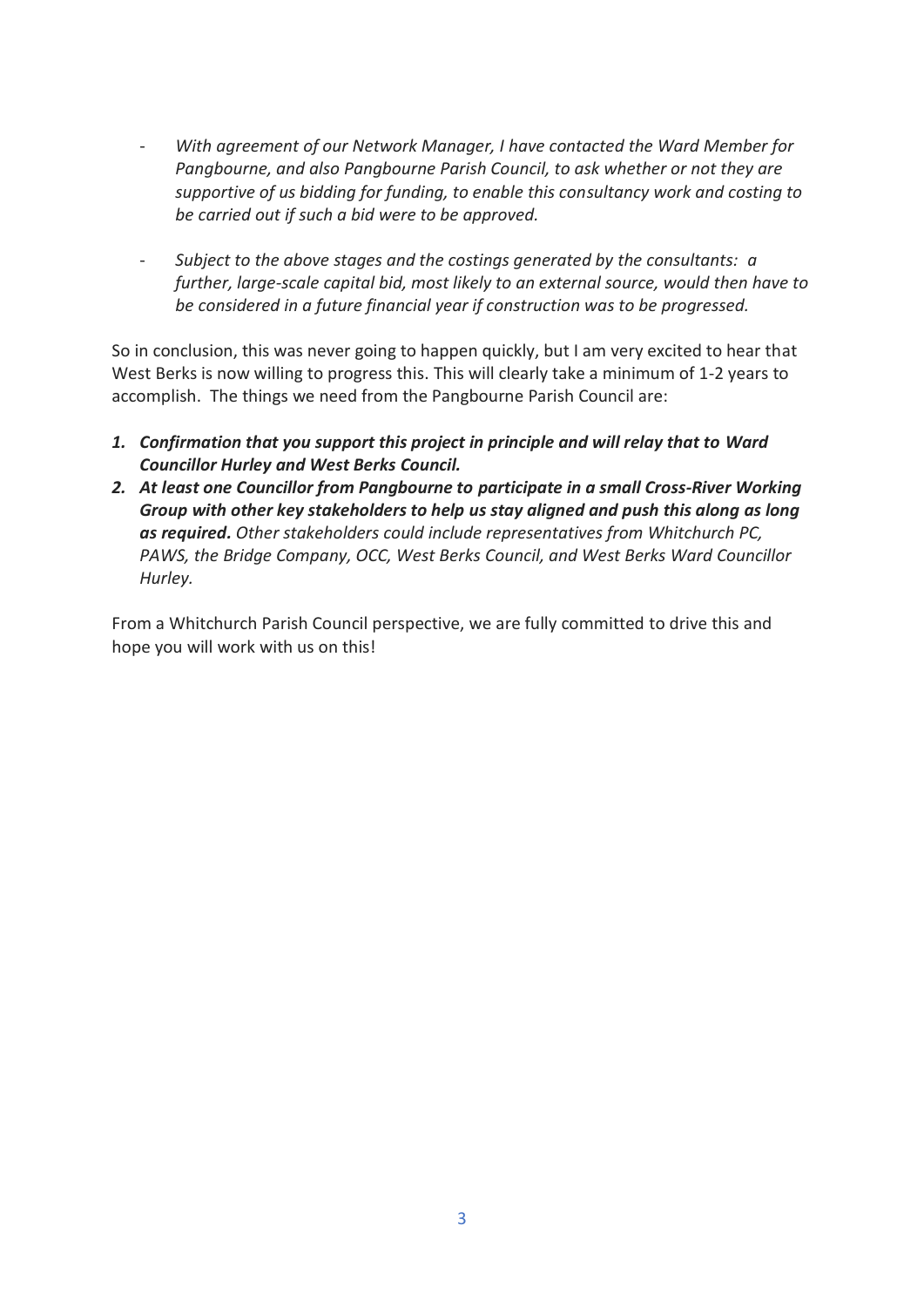- *With agreement of our Network Manager, I have contacted the Ward Member for Pangbourne, and also Pangbourne Parish Council, to ask whether or not they are supportive of us bidding for funding, to enable this consultancy work and costing to be carried out if such a bid were to be approved.*

- *Subject to the above stages and the costings generated by the consultants: a further, large-scale capital bid, most likely to an external source, would then have to be considered in a future financial year if construction was to be progressed.*

So in conclusion, this was never going to happen quickly, but I am very excited to hear that West Berks is now willing to progress this. This will clearly take a minimum of 1-2 years to accomplish. The things we need from the Pangbourne Parish Council are:

1. ***Confirmation that you support this project in principle and will relay that to Ward Councillor Hurley and West Berks Council.***
2. ***At least one Councillor from Pangbourne to participate in a small Cross-River Working Group with other key stakeholders to help us stay aligned and push this along as long as required.*** *Other stakeholders could include representatives from Whitchurch PC, PAWS, the Bridge Company, OCC, West Berks Council, and West Berks Ward Councillor Hurley.*

From a Whitchurch Parish Council perspective, we are fully committed to drive this and hope you will work with us on this!